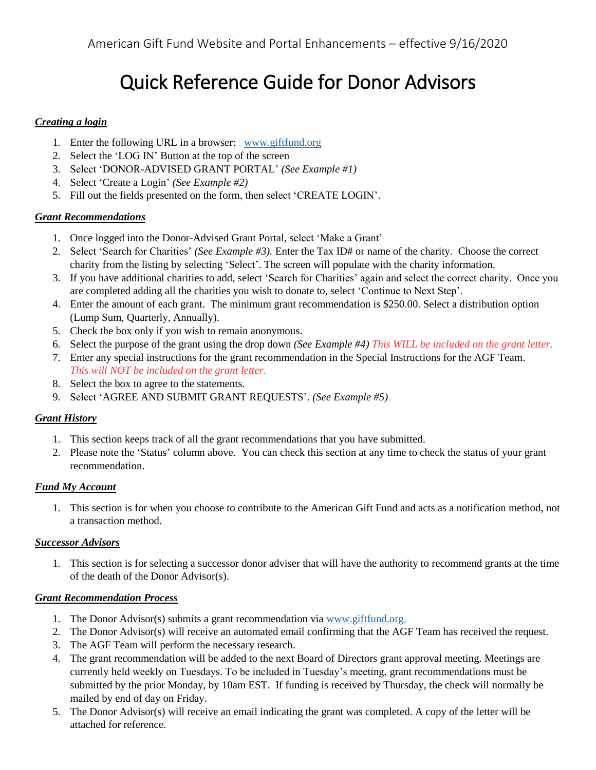American Gift Fund Website and Portal Enhancements – effective 9/16/2020

# Quick Reference Guide for Donor Advisors

### ***Creating a login***

1. Enter the following URL in a browser: [www.giftfund.org](http://www.giftfund.org)
2. Select the 'LOG IN' Button at the top of the screen
3. Select 'DONOR-ADVISED GRANT PORTAL' *(See Example #1)*
4. Select 'Create a Login' *(See Example #2)*
5. Fill out the fields presented on the form, then select 'CREATE LOGIN'.

### ***Grant Recommendations***

1. Once logged into the Donor-Advised Grant Portal, select 'Make a Grant'
2. Select 'Search for Charities' *(See Example #3).* Enter the Tax ID# or name of the charity. Choose the correct charity from the listing by selecting 'Select'. The screen will populate with the charity information.
3. If you have additional charities to add, select 'Search for Charities' again and select the correct charity. Once you are completed adding all the charities you wish to donate to, select 'Continue to Next Step'.
4. Enter the amount of each grant. The minimum grant recommendation is $250.00. Select a distribution option (Lump Sum, Quarterly, Annually).
5. Check the box only if you wish to remain anonymous.
6. Select the purpose of the grant using the drop down *(See Example #4)* *This WILL be included on the grant letter.*
7. Enter any special instructions for the grant recommendation in the Special Instructions for the AGF Team. *This will NOT be included on the grant letter.*
8. Select the box to agree to the statements.
9. Select 'AGREE AND SUBMIT GRANT REQUESTS'. *(See Example #5)*

### ***Grant History***

1. This section keeps track of all the grant recommendations that you have submitted.
2. Please note the 'Status' column above. You can check this section at any time to check the status of your grant recommendation.

### ***Fund My Account***

1. This section is for when you choose to contribute to the American Gift Fund and acts as a notification method, not a transaction method.

### ***Successor Advisors***

1. This section is for selecting a successor donor adviser that will have the authority to recommend grants at the time of the death of the Donor Advisor(s).

### ***Grant Recommendation Process***

1. The Donor Advisor(s) submits a grant recommendation via [www.giftfund.org.](http://www.giftfund.org)
2. The Donor Advisor(s) will receive an automated email confirming that the AGF Team has received the request.
3. The AGF Team will perform the necessary research.
4. The grant recommendation will be added to the next Board of Directors grant approval meeting. Meetings are currently held weekly on Tuesdays. To be included in Tuesday's meeting, grant recommendations must be submitted by the prior Monday, by 10am EST. If funding is received by Thursday, the check will normally be mailed by end of day on Friday.
5. The Donor Advisor(s) will receive an email indicating the grant was completed. A copy of the letter will be attached for reference.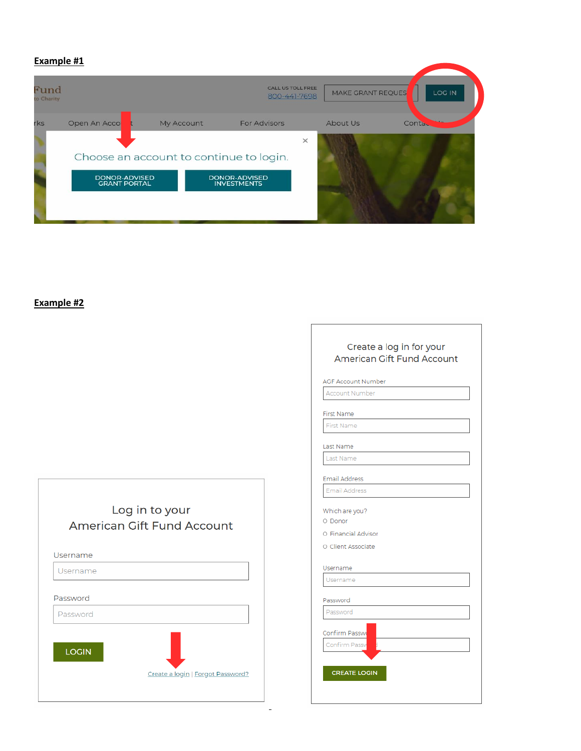**Example #1**

Fund
to Charity

CALL US TOLL FREE
800-441-7698

MAKE GRANT REQUEST

LOG IN

Works | Open An Account | My Account | For Advisors | About Us | Contact Us

Choose an account to continue to login.

DONOR-ADVISED GRANT PORTAL

DONOR-ADVISED INVESTMENTS

**Example #2**

Log in to your
American Gift Fund Account

Username

Password

LOGIN

Create a login | Forgot Password?

Create a log in for your
American Gift Fund Account

AGF Account Number

First Name

Last Name

Email Address

Which are you?

- Donor
- Financial Advisor
- Client Associate

Username

Password

Confirm Password

CREATE LOGIN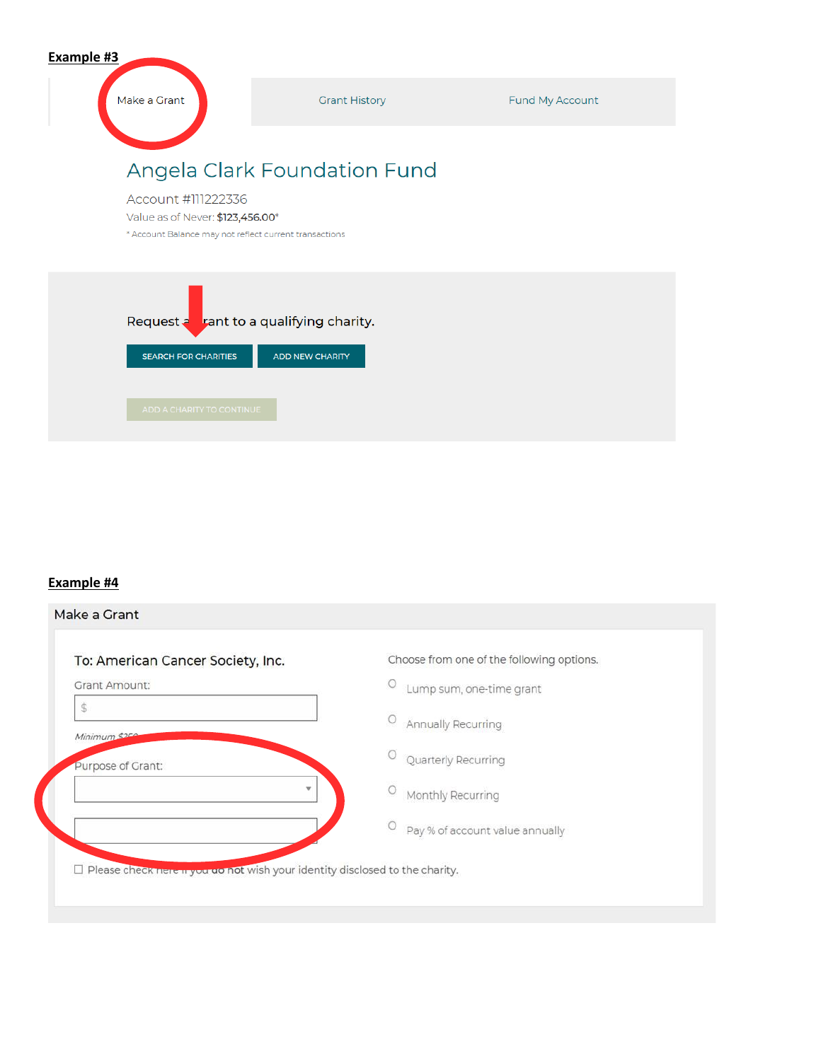**Example #3**

Make a Grant | Grant History | Fund My Account

## Angela Clark Foundation Fund

Account #111222336

Value as of Never: **$123,456.00***

* Account Balance may not reflect current transactions

Request a grant to a qualifying charity.

SEARCH FOR CHARITIES | ADD NEW CHARITY

ADD A CHARITY TO CONTINUE

**Example #4**

Make a Grant

To: American Cancer Society, Inc.

Grant Amount:

$

*Minimum $250*

Purpose of Grant:

Choose from one of the following options.

- Lump sum, one-time grant
- Annually Recurring
- Quarterly Recurring
- Monthly Recurring
- Pay % of account value annually

☐ Please check here if you do not wish your identity disclosed to the charity.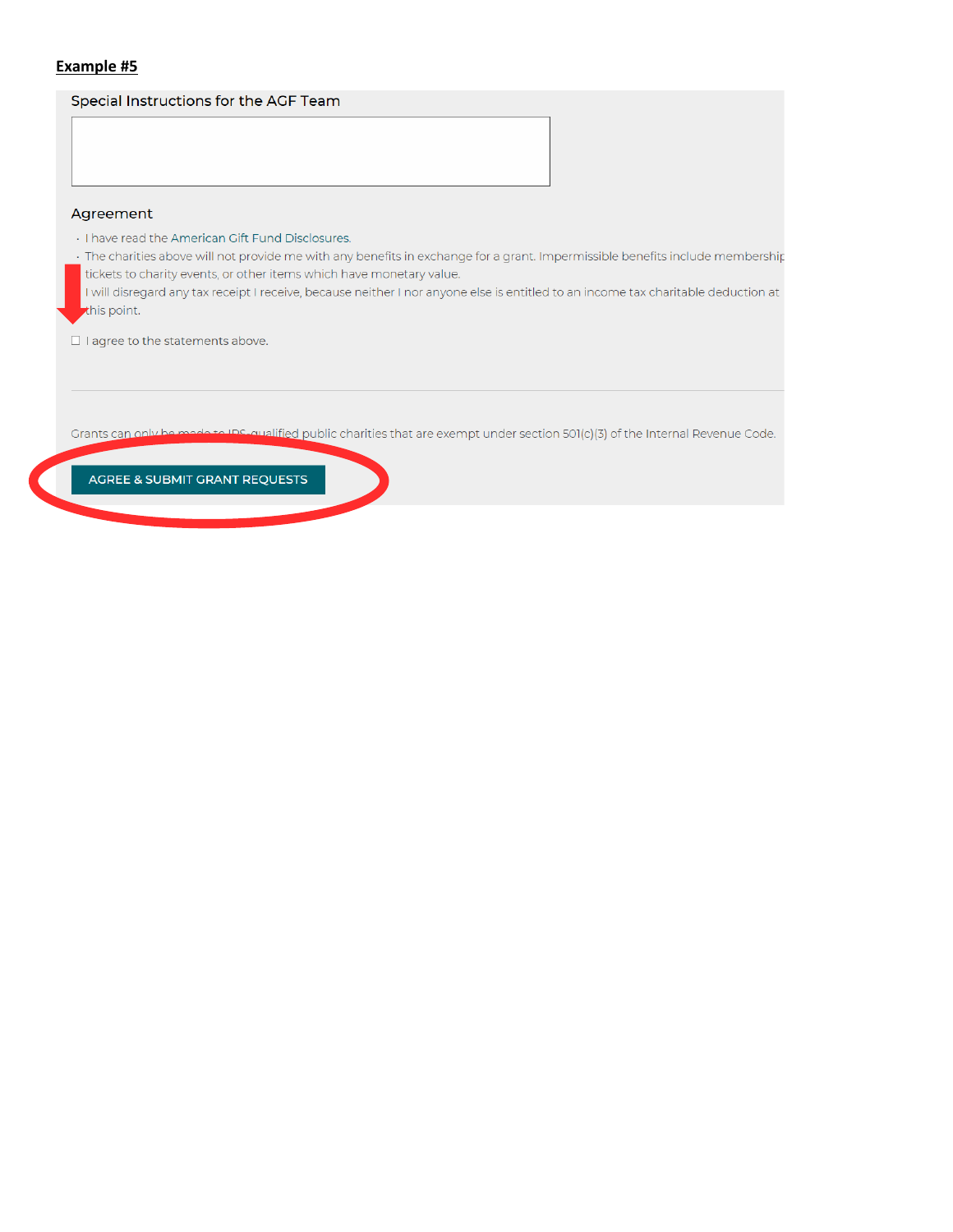**Example #5**

Special Instructions for the AGF Team

Agreement

- I have read the American Gift Fund Disclosures.
- The charities above will not provide me with any benefits in exchange for a grant. Impermissible benefits include membership tickets to charity events, or other items which have monetary value.
- I will disregard any tax receipt I receive, because neither I nor anyone else is entitled to an income tax charitable deduction at this point.

☐ I agree to the statements above.

Grants can only be made to IRS-qualified public charities that are exempt under section 501(c)(3) of the Internal Revenue Code.

AGREE & SUBMIT GRANT REQUESTS